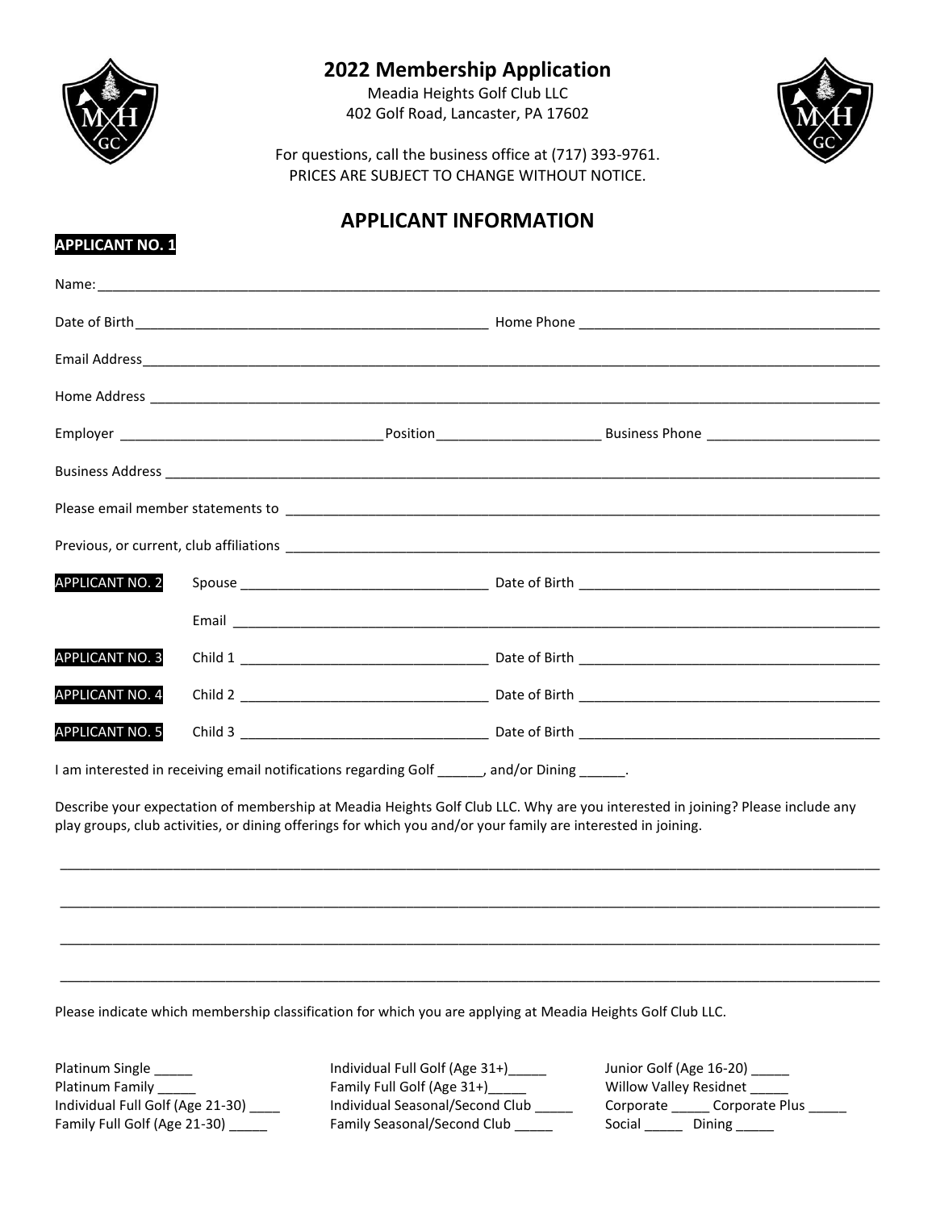# 2022 Membership Application

Meadia Heights Golf Club LLC
402 Golf Road, Lancaster, PA 17602

For questions, call the business office at (717) 393-9761.
PRICES ARE SUBJECT TO CHANGE WITHOUT NOTICE.

## APPLICANT INFORMATION

**APPLICANT NO. 1**

Name: ___________________________________________________________________________

Date of Birth_______________________________________ Home Phone ___________________________________

Email Address_____________________________________________________________________

Home Address _____________________________________________________________________

Employer ______________________________ Position____________________ Business Phone ____________________

Business Address __________________________________________________________________

Please email member statements to _________________________________________________

Previous, or current, club affiliations _____________________________________________

**APPLICANT NO. 2** Spouse ______________________________ Date of Birth ___________________________________

Email _____________________________________________________________________________

**APPLICANT NO. 3** Child 1 ______________________________ Date of Birth ___________________________________

**APPLICANT NO. 4** Child 2 ______________________________ Date of Birth ___________________________________

**APPLICANT NO. 5** Child 3 ______________________________ Date of Birth ___________________________________

I am interested in receiving email notifications regarding Golf ______, and/or Dining ______.

Describe your expectation of membership at Meadia Heights Golf Club LLC. Why are you interested in joining? Please include any play groups, club activities, or dining offerings for which you and/or your family are interested in joining.

_____________________________________________________________________________________

_____________________________________________________________________________________

_____________________________________________________________________________________

_____________________________________________________________________________________

Please indicate which membership classification for which you are applying at Meadia Heights Golf Club LLC.

Platinum Single _____
Platinum Family _____
Individual Full Golf (Age 21-30) ____
Family Full Golf (Age 21-30) _____

Individual Full Golf (Age 31+)_____
Family Full Golf (Age 31+)_____
Individual Seasonal/Second Club _____
Family Seasonal/Second Club _____

Junior Golf (Age 16-20) _____
Willow Valley Residnet _____
Corporate _____ Corporate Plus _____
Social _____ Dining _____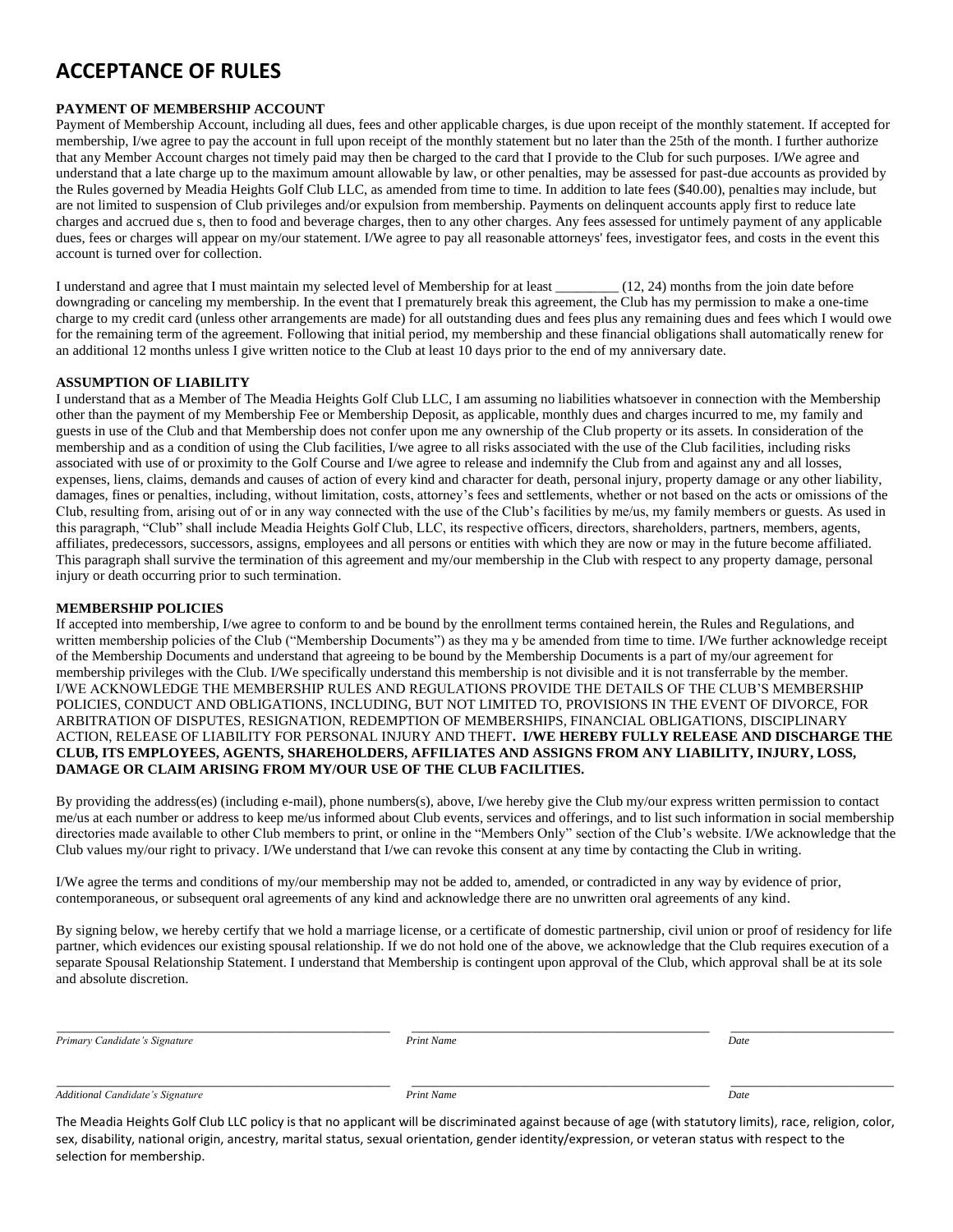# ACCEPTANCE OF RULES

**PAYMENT OF MEMBERSHIP ACCOUNT**

Payment of Membership Account, including all dues, fees and other applicable charges, is due upon receipt of the monthly statement. If accepted for membership, I/we agree to pay the account in full upon receipt of the monthly statement but no later than the 25th of the month. I further authorize that any Member Account charges not timely paid may then be charged to the card that I provide to the Club for such purposes. I/We agree and understand that a late charge up to the maximum amount allowable by law, or other penalties, may be assessed for past-due accounts as provided by the Rules governed by Meadia Heights Golf Club LLC, as amended from time to time. In addition to late fees ($40.00), penalties may include, but are not limited to suspension of Club privileges and/or expulsion from membership. Payments on delinquent accounts apply first to reduce late charges and accrued due s, then to food and beverage charges, then to any other charges. Any fees assessed for untimely payment of any applicable dues, fees or charges will appear on my/our statement. I/We agree to pay all reasonable attorneys' fees, investigator fees, and costs in the event this account is turned over for collection.

I understand and agree that I must maintain my selected level of Membership for at least _________ (12, 24) months from the join date before downgrading or canceling my membership. In the event that I prematurely break this agreement, the Club has my permission to make a one-time charge to my credit card (unless other arrangements are made) for all outstanding dues and fees plus any remaining dues and fees which I would owe for the remaining term of the agreement. Following that initial period, my membership and these financial obligations shall automatically renew for an additional 12 months unless I give written notice to the Club at least 10 days prior to the end of my anniversary date.

**ASSUMPTION OF LIABILITY**

I understand that as a Member of The Meadia Heights Golf Club LLC, I am assuming no liabilities whatsoever in connection with the Membership other than the payment of my Membership Fee or Membership Deposit, as applicable, monthly dues and charges incurred to me, my family and guests in use of the Club and that Membership does not confer upon me any ownership of the Club property or its assets. In consideration of the membership and as a condition of using the Club facilities, I/we agree to all risks associated with the use of the Club facilities, including risks associated with use of or proximity to the Golf Course and I/we agree to release and indemnify the Club from and against any and all losses, expenses, liens, claims, demands and causes of action of every kind and character for death, personal injury, property damage or any other liability, damages, fines or penalties, including, without limitation, costs, attorney's fees and settlements, whether or not based on the acts or omissions of the Club, resulting from, arising out of or in any way connected with the use of the Club's facilities by me/us, my family members or guests. As used in this paragraph, "Club" shall include Meadia Heights Golf Club, LLC, its respective officers, directors, shareholders, partners, members, agents, affiliates, predecessors, successors, assigns, employees and all persons or entities with which they are now or may in the future become affiliated. This paragraph shall survive the termination of this agreement and my/our membership in the Club with respect to any property damage, personal injury or death occurring prior to such termination.

**MEMBERSHIP POLICIES**

If accepted into membership, I/we agree to conform to and be bound by the enrollment terms contained herein, the Rules and Regulations, and written membership policies of the Club ("Membership Documents") as they ma y be amended from time to time. I/We further acknowledge receipt of the Membership Documents and understand that agreeing to be bound by the Membership Documents is a part of my/our agreement for membership privileges with the Club. I/We specifically understand this membership is not divisible and it is not transferrable by the member. I/WE ACKNOWLEDGE THE MEMBERSHIP RULES AND REGULATIONS PROVIDE THE DETAILS OF THE CLUB'S MEMBERSHIP POLICIES, CONDUCT AND OBLIGATIONS, INCLUDING, BUT NOT LIMITED TO, PROVISIONS IN THE EVENT OF DIVORCE, FOR ARBITRATION OF DISPUTES, RESIGNATION, REDEMPTION OF MEMBERSHIPS, FINANCIAL OBLIGATIONS, DISCIPLINARY ACTION, RELEASE OF LIABILITY FOR PERSONAL INJURY AND THEFT**. I/WE HEREBY FULLY RELEASE AND DISCHARGE THE CLUB, ITS EMPLOYEES, AGENTS, SHAREHOLDERS, AFFILIATES AND ASSIGNS FROM ANY LIABILITY, INJURY, LOSS, DAMAGE OR CLAIM ARISING FROM MY/OUR USE OF THE CLUB FACILITIES.**

By providing the address(es) (including e-mail), phone numbers(s), above, I/we hereby give the Club my/our express written permission to contact me/us at each number or address to keep me/us informed about Club events, services and offerings, and to list such information in social membership directories made available to other Club members to print, or online in the "Members Only" section of the Club's website. I/We acknowledge that the Club values my/our right to privacy. I/We understand that I/we can revoke this consent at any time by contacting the Club in writing.

I/We agree the terms and conditions of my/our membership may not be added to, amended, or contradicted in any way by evidence of prior, contemporaneous, or subsequent oral agreements of any kind and acknowledge there are no unwritten oral agreements of any kind.

By signing below, we hereby certify that we hold a marriage license, or a certificate of domestic partnership, civil union or proof of residency for life partner, which evidences our existing spousal relationship. If we do not hold one of the above, we acknowledge that the Club requires execution of a separate Spousal Relationship Statement. I understand that Membership is contingent upon approval of the Club, which approval shall be at its sole and absolute discretion.

___________________________ ___________________________ ______________

*Primary Candidate's Signature* *Print Name* *Date*

___________________________ ___________________________ ______________

*Additional Candidate's Signature* *Print Name* *Date*

The Meadia Heights Golf Club LLC policy is that no applicant will be discriminated against because of age (with statutory limits), race, religion, color, sex, disability, national origin, ancestry, marital status, sexual orientation, gender identity/expression, or veteran status with respect to the selection for membership.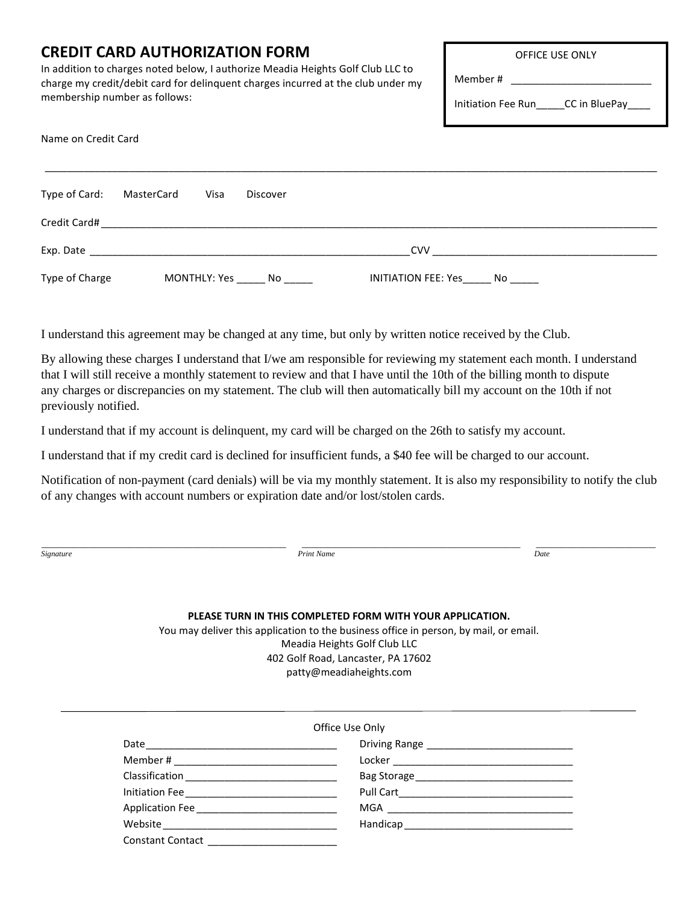# CREDIT CARD AUTHORIZATION FORM

In addition to charges noted below, I authorize Meadia Heights Golf Club LLC to charge my credit/debit card for delinquent charges incurred at the club under my membership number as follows:

OFFICE USE ONLY

Member # ________________________

Initiation Fee Run_____CC in BluePay____

Name on Credit Card

_____________________________________________________________________________________________________

Type of Card: MasterCard Visa Discover

Credit Card# ____________________________________________________________________________________________

Exp. Date ______________________________________________________CVV ____________________________________

Type of Charge MONTHLY: Yes _____ No _____ INITIATION FEE: Yes_____ No _____

I understand this agreement may be changed at any time, but only by written notice received by the Club.

By allowing these charges I understand that I/we am responsible for reviewing my statement each month. I understand that I will still receive a monthly statement to review and that I have until the 10th of the billing month to dispute any charges or discrepancies on my statement. The club will then automatically bill my account on the 10th if not previously notified.

I understand that if my account is delinquent, my card will be charged on the 26th to satisfy my account.

I understand that if my credit card is declined for insufficient funds, a $40 fee will be charged to our account.

Notification of non-payment (card denials) will be via my monthly statement. It is also my responsibility to notify the club of any changes with account numbers or expiration date and/or lost/stolen cards.

_____________________________________________ _________________________________________ ______________________

*Signature* *Print Name* *Date*

**PLEASE TURN IN THIS COMPLETED FORM WITH YOUR APPLICATION.**

You may deliver this application to the business office in person, by mail, or email.
Meadia Heights Golf Club LLC
402 Golf Road, Lancaster, PA 17602
patty@meadiaheights.com

Office Use Only

| | |
|---|---|
| Date__________________________________ | Driving Range __________________________ |
| Member # _____________________________ | Locker ________________________________ |
| Classification __________________________ | Bag Storage ____________________________ |
| Initiation Fee __________________________ | Pull Cart_______________________________ |
| Application Fee _________________________ | MGA __________________________________ |
| Website_______________________________ | Handicap ______________________________ |
| Constant Contact ______________________ | |